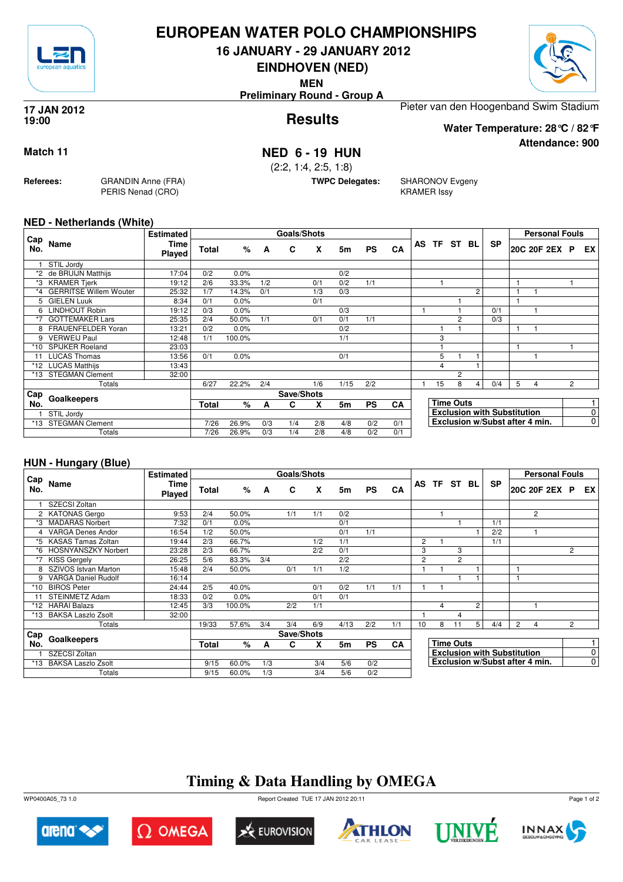# EUROPEAN WATER POLO CHAMPIONSHIPS

## 16 JANUARY - 29 JANUARY 2012

## EINDHOVEN (NED)

**MEN**

**Preliminary Round - Group A**

**17 JAN 2012**
**19:00**

## Results

Pieter van den Hoogenband Swim Stadium

**Water Temperature: 28°C / 82°F**

**Attendance: 900**

**Match 11**

## NED 6 - 19 HUN

(2:2, 1:4, 2:5, 1:8)

**Referees:** GRANDIN Anne (FRA), PERIS Nenad (CRO)

**TWPC Delegates:** SHARONOV Evgeny, KRAMER Issy

### NED - Netherlands (White)

| Cap No. | Name | Estimated Time Played | Total | % | A | C | X | 5m | PS | CA | AS | TF | ST | BL | SP | 20C | 20F | 2EX | P | EX |
|---|---|---|---|---|---|---|---|---|---|---|---|---|---|---|---|---|---|---|---|---|
| 1 | STIL Jordy | | | | | | | | | | | | | | | | | | | |
| *2 | de BRUIJN Matthijs | 17:04 | 0/2 | 0.0% | | | | 0/2 | | | | | | | | | | | | |
| *3 | KRAMER Tjerk | 19:12 | 2/6 | 33.3% | 1/2 | | 0/1 | 0/2 | 1/1 | | | 1 | | | | 1 | | | 1 | |
| *4 | GERRITSE Willem Wouter | 25:32 | 1/7 | 14.3% | 0/1 | | 1/3 | 0/3 | | | | | | 2 | | 1 | 1 | | | |
| 5 | GIELEN Luuk | 8:34 | 0/1 | 0.0% | | | 0/1 | | | | | | 1 | | | 1 | | | | |
| 6 | LINDHOUT Robin | 19:12 | 0/3 | 0.0% | | | | 0/3 | | | 1 | | 1 | | 0/1 | | 1 | | | |
| *7 | GOTTEMAKER Lars | 25:35 | 2/4 | 50.0% | 1/1 | | 0/1 | 0/1 | 1/1 | | | | 2 | | 0/3 | | | | | |
| 8 | FRAUENFELDER Yoran | 13:21 | 0/2 | 0.0% | | | | 0/2 | | | | 1 | 1 | | | 1 | 1 | | | |
| 9 | VERWEIJ Paul | 12:48 | 1/1 | 100.0% | | | | 1/1 | | | | 3 | | | | | | | | |
| *10 | SPIJKER Roeland | 23:03 | | | | | | | | | | 1 | | | | 1 | | | 1 | |
| 11 | LUCAS Thomas | 13:56 | 0/1 | 0.0% | | | | 0/1 | | | | 5 | 1 | 1 | | | 1 | | | |
| *12 | LUCAS Matthijs | 13:43 | | | | | | | | | | 4 | | 1 | | | | | | |
| *13 | STEGMAN Clement | 32:00 | | | | | | | | | | | 2 | | | | | | | |
| | Totals | | 6/27 | 22.2% | 2/4 | | 1/6 | 1/15 | 2/2 | | 1 | 15 | 8 | 4 | 0/4 | 5 | 4 | | 2 | |

| Cap No. | Goalkeepers | Total | % | A | C | X | 5m | PS | CA |
|---|---|---|---|---|---|---|---|---|---|
| 1 | STIL Jordy | | | | | | | | |
| *13 | STEGMAN Clement | 7/26 | 26.9% | 0/3 | 1/4 | 2/8 | 4/8 | 0/2 | 0/1 |
| | Totals | 7/26 | 26.9% | 0/3 | 1/4 | 2/8 | 4/8 | 0/2 | 0/1 |

| | |
|---|---|
| Time Outs | 1 |
| Exclusion with Substitution | 0 |
| Exclusion w/Subst after 4 min. | 0 |

### HUN - Hungary (Blue)

| Cap No. | Name | Estimated Time Played | Total | % | A | C | X | 5m | PS | CA | AS | TF | ST | BL | SP | 20C | 20F | 2EX | P | EX |
|---|---|---|---|---|---|---|---|---|---|---|---|---|---|---|---|---|---|---|---|---|
| 1 | SZECSI Zoltan | | | | | | | | | | | | | | | | | | | |
| 2 | KATONAS Gergo | 9:53 | 2/4 | 50.0% | | 1/1 | 1/1 | 0/2 | | | | 1 | | | | | 2 | | | |
| *3 | MADARAS Norbert | 7:32 | 0/1 | 0.0% | | | | 0/1 | | | | | 1 | | 1/1 | | | | | |
| 4 | VARGA Denes Andor | 16:54 | 1/2 | 50.0% | | | | 0/1 | 1/1 | | | | | 1 | 2/2 | | 1 | | | |
| *5 | KASAS Tamas Zoltan | 19:44 | 2/3 | 66.7% | | | 1/2 | 1/1 | | | 2 | 1 | | | 1/1 | | | | | |
| *6 | HOSNYANSZKY Norbert | 23:28 | 2/3 | 66.7% | | | 2/2 | 0/1 | | | 3 | | 3 | | | | | | 2 | |
| *7 | KISS Gergely | 26:25 | 5/6 | 83.3% | 3/4 | | | 2/2 | | | 2 | | 2 | | | | | | | |
| 8 | SZIVOS Istvan Marton | 15:48 | 2/4 | 50.0% | | 0/1 | 1/1 | 1/2 | | | 1 | 1 | | 1 | | 1 | | | | |
| 9 | VARGA Daniel Rudolf | 16:14 | | | | | | | | | | | 1 | 1 | | 1 | | | | |
| *10 | BIROS Peter | 24:44 | 2/5 | 40.0% | | | 0/1 | 0/2 | 1/1 | 1/1 | 1 | 1 | | | | | | | | |
| 11 | STEINMETZ Adam | 18:33 | 0/2 | 0.0% | | | 0/1 | 0/1 | | | | | | | | | | | | |
| *12 | HARAI Balazs | 12:45 | 3/3 | 100.0% | | 2/2 | 1/1 | | | | | 4 | | 2 | | | 1 | | | |
| *13 | BAKSA Laszlo Zsolt | 32:00 | | | | | | | | | 1 | | 4 | | | | | | | |
| | Totals | | 19/33 | 57.6% | 3/4 | 3/4 | 6/9 | 4/13 | 2/2 | 1/1 | 10 | 8 | 11 | 5 | 4/4 | 2 | 4 | | 2 | |

| Cap No. | Goalkeepers | Total | % | A | C | X | 5m | PS | CA |
|---|---|---|---|---|---|---|---|---|---|
| 1 | SZECSI Zoltan | | | | | | | | |
| *13 | BAKSA Laszlo Zsolt | 9/15 | 60.0% | 1/3 | | 3/4 | 5/6 | 0/2 | |
| | Totals | 9/15 | 60.0% | 1/3 | | 3/4 | 5/6 | 0/2 | |

| | |
|---|---|
| Time Outs | 1 |
| Exclusion with Substitution | 0 |
| Exclusion w/Subst after 4 min. | 0 |

## Timing & Data Handling by OMEGA

WP0400A05_73 1.0 — Report Created TUE 17 JAN 2012 20:11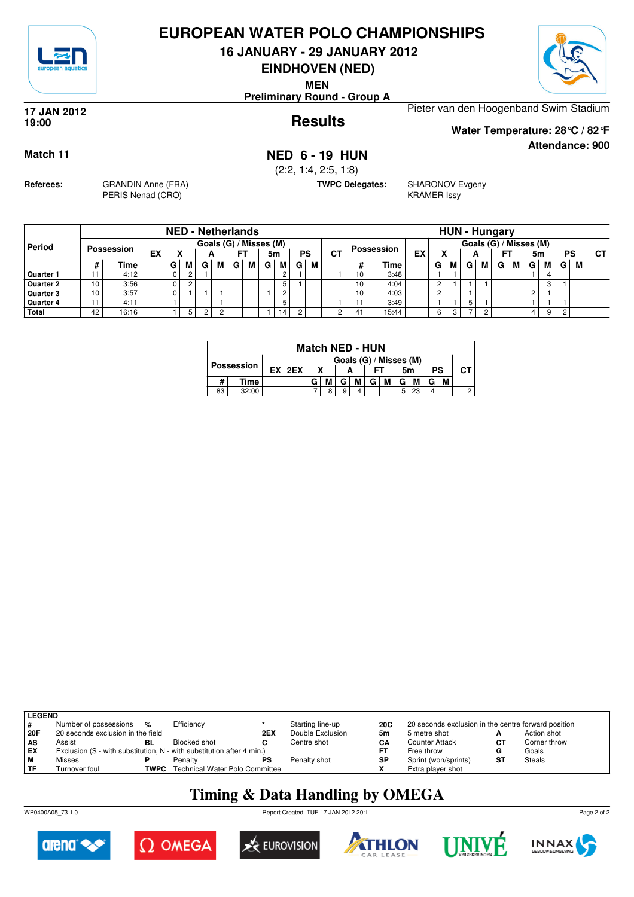# EUROPEAN WATER POLO CHAMPIONSHIPS

## 16 JANUARY - 29 JANUARY 2012

## EINDHOVEN (NED)

**MEN**

**Preliminary Round - Group A**

**17 JAN 2012**
**19:00**

## Results

Pieter van den Hoogenband Swim Stadium

**Water Temperature: 28°C / 82°F**

**Attendance: 900**

**Match 11**

## NED 6 - 19 HUN

(2:2, 1:4, 2:5, 1:8)

**Referees:** GRANDIN Anne (FRA), PERIS Nenad (CRO)

**TWPC Delegates:** SHARONOV Evgeny, KRAMER Issy

### NED - Netherlands

| Period | Possession | | EX | Goals (G) / Misses (M) | | | | | | | | | | CT |
|---|---|---|---|---|---|---|---|---|---|---|---|---|---|---|
| | | | | X | | A | | FT | | 5m | | PS | | |
| | # | Time | | G | M | G | M | G | M | G | M | G | M | |
| Quarter 1 | 11 | 4:12 | | 0 | 2 | 1 | | | | | 2 | 1 | | 1 |
| Quarter 2 | 10 | 3:56 | | 0 | 2 | | | | | | 5 | 1 | | |
| Quarter 3 | 10 | 3:57 | | 0 | 1 | 1 | 1 | | | 1 | 2 | | | |
| Quarter 4 | 11 | 4:11 | | 1 | | | 1 | | | | 5 | | | 1 |
| Total | 42 | 16:16 | | 1 | 5 | 2 | 2 | | | 1 | 14 | 2 | | 2 |

### HUN - Hungary

| Period | Possession | | EX | Goals (G) / Misses (M) | | | | | | | | | | CT |
|---|---|---|---|---|---|---|---|---|---|---|---|---|---|---|
| | | | | X | | A | | FT | | 5m | | PS | | |
| | # | Time | | G | M | G | M | G | M | G | M | G | M | |
| Quarter 1 | 10 | 3:48 | | 1 | 1 | | | | | 1 | 4 | | | |
| Quarter 2 | 10 | 4:04 | | 2 | 1 | 1 | 1 | | | | 3 | 1 | | |
| Quarter 3 | 10 | 4:03 | | 2 | | 1 | | | | 2 | 1 | | | |
| Quarter 4 | 11 | 3:49 | | 1 | 1 | 5 | 1 | | | 1 | 1 | 1 | | |
| Total | 41 | 15:44 | | 6 | 3 | 7 | 2 | | | 4 | 9 | 2 | | |

### Match NED - HUN

| Possession | | EX | 2EX | Goals (G) / Misses (M) | | | | | | | | | | CT |
|---|---|---|---|---|---|---|---|---|---|---|---|---|---|---|
| | | | | X | | A | | FT | | 5m | | PS | | |
| # | Time | | | G | M | G | M | G | M | G | M | G | M | |
| 83 | 32:00 | | | 7 | 8 | 9 | 4 | | | 5 | 23 | 4 | | 2 |

**LEGEND**

| | | | | | | | |
|---|---|---|---|---|---|---|---|
| # | Number of possessions | % | Efficiency | * | Starting line-up | 20C | 20 seconds exclusion in the centre forward position |
| 20F | 20 seconds exclusion in the field | | | 2EX | Double Exclusion | 5m | 5 metre shot |
| AS | Assist | BL | Blocked shot | C | Centre shot | CA | Counter Attack |
| EX | Exclusion (S - with substitution, N - with substitution after 4 min.) | | | | | FT | Free throw |
| M | Misses | P | Penalty | PS | Penalty shot | SP | Sprint (won/sprints) |
| TF | Turnover foul | TWPC | Technical Water Polo Committee | | | X | Extra player shot |
| A | Action shot | CT | Corner throw | G | Goals | ST | Steals |

## Timing & Data Handling by OMEGA

WP0400A05_73 1.0 — Report Created TUE 17 JAN 2012 20:11